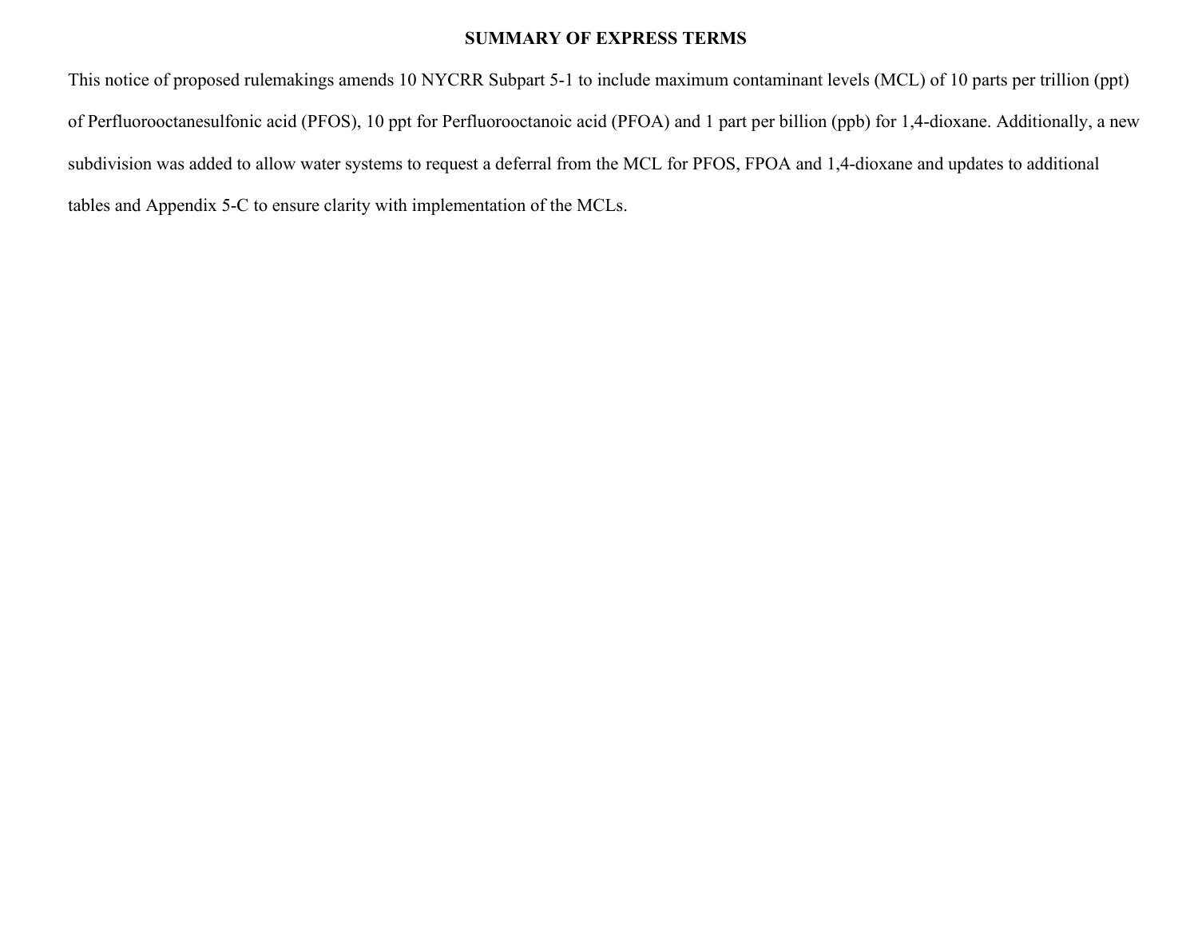# SUMMARY OF EXPRESS TERMS

This notice of proposed rulemakings amends 10 NYCRR Subpart 5-1 to include maximum contaminant levels (MCL) of 10 parts per trillion (ppt) of Perfluorooctanesulfonic acid (PFOS), 10 ppt for Perfluorooctanoic acid (PFOA) and 1 part per billion (ppb) for 1,4-dioxane. Additionally, a new subdivision was added to allow water systems to request a deferral from the MCL for PFOS, FPOA and 1,4-dioxane and updates to additional tables and Appendix 5-C to ensure clarity with implementation of the MCLs.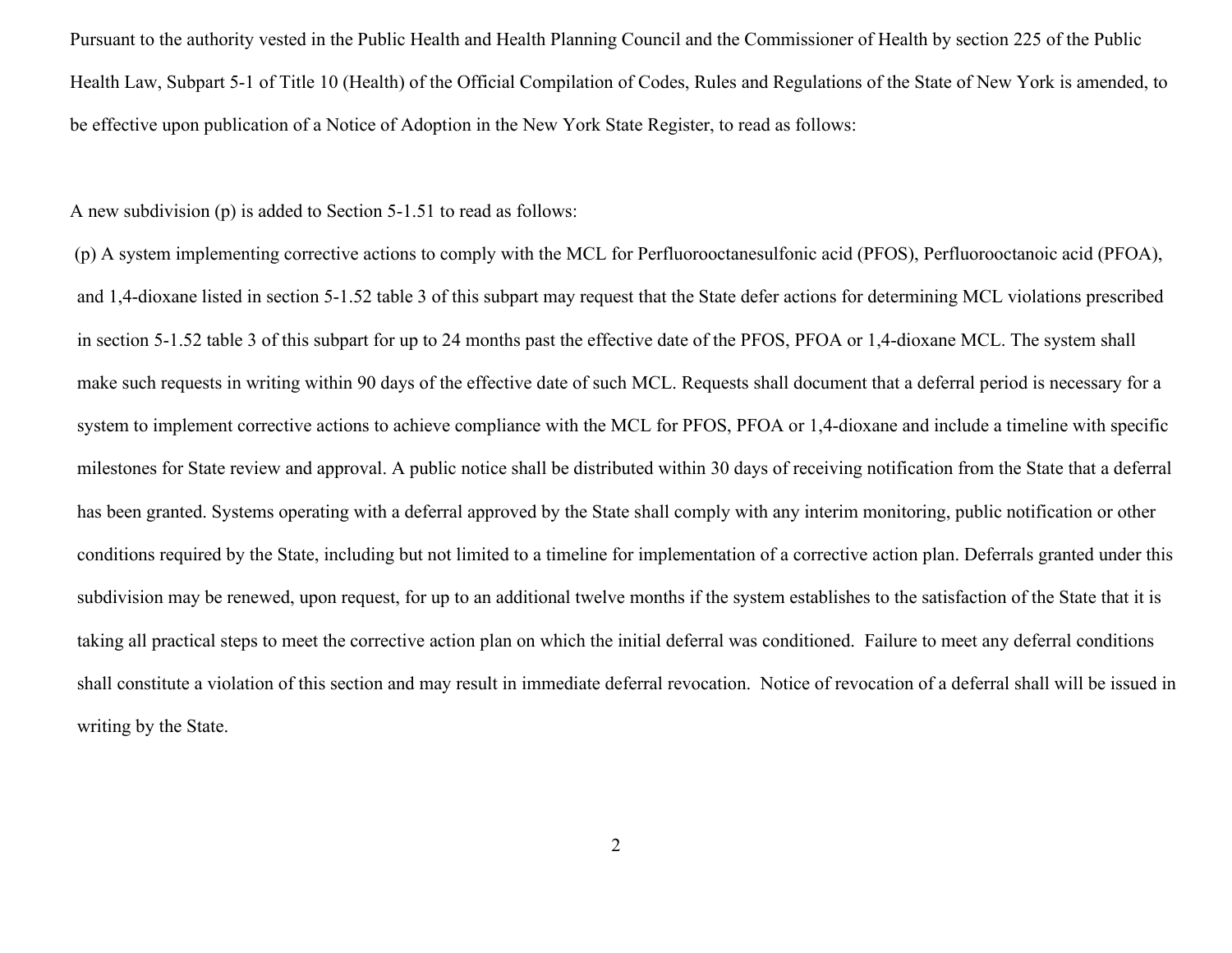Pursuant to the authority vested in the Public Health and Health Planning Council and the Commissioner of Health by section 225 of the Public Health Law, Subpart 5-1 of Title 10 (Health) of the Official Compilation of Codes, Rules and Regulations of the State of New York is amended, to be effective upon publication of a Notice of Adoption in the New York State Register, to read as follows:

A new subdivision (p) is added to Section 5-1.51 to read as follows:

(p) A system implementing corrective actions to comply with the MCL for Perfluorooctanesulfonic acid (PFOS), Perfluorooctanoic acid (PFOA), and 1,4-dioxane listed in section 5-1.52 table 3 of this subpart may request that the State defer actions for determining MCL violations prescribed in section 5-1.52 table 3 of this subpart for up to 24 months past the effective date of the PFOS, PFOA or 1,4-dioxane MCL. The system shall make such requests in writing within 90 days of the effective date of such MCL. Requests shall document that a deferral period is necessary for a system to implement corrective actions to achieve compliance with the MCL for PFOS, PFOA or 1,4-dioxane and include a timeline with specific milestones for State review and approval. A public notice shall be distributed within 30 days of receiving notification from the State that a deferral has been granted. Systems operating with a deferral approved by the State shall comply with any interim monitoring, public notification or other conditions required by the State, including but not limited to a timeline for implementation of a corrective action plan. Deferrals granted under this subdivision may be renewed, upon request, for up to an additional twelve months if the system establishes to the satisfaction of the State that it is taking all practical steps to meet the corrective action plan on which the initial deferral was conditioned. Failure to meet any deferral conditions shall constitute a violation of this section and may result in immediate deferral revocation. Notice of revocation of a deferral shall will be issued in writing by the State.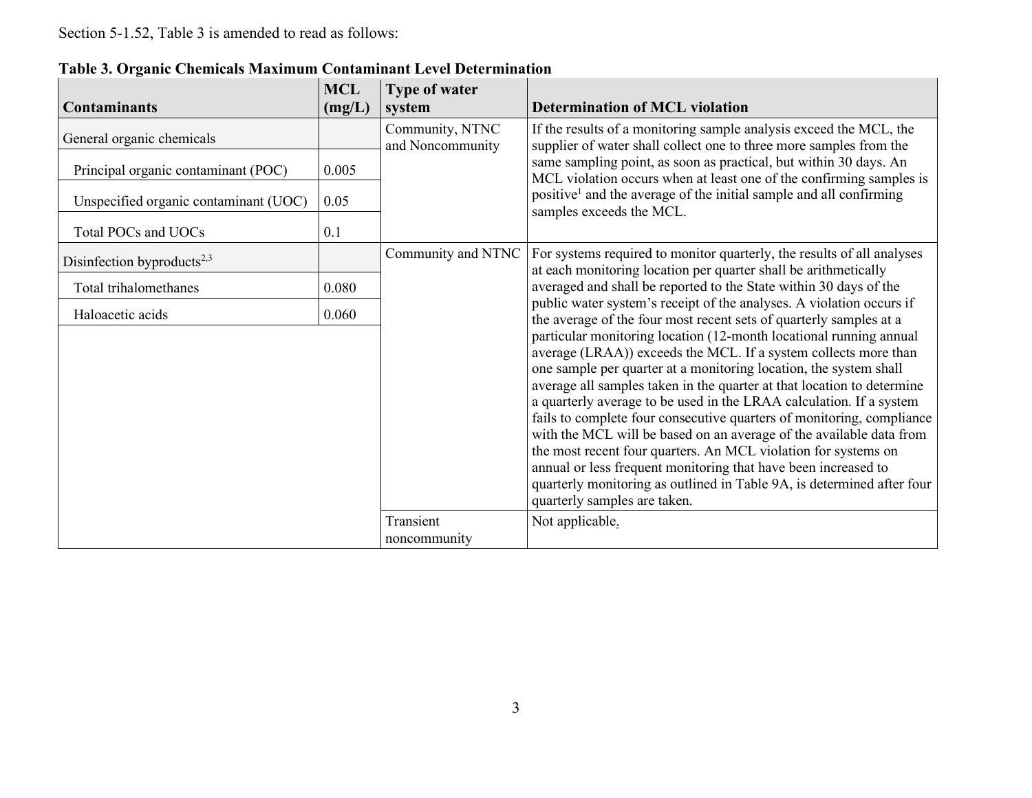Section 5-1.52, Table 3 is amended to read as follows:

**Table 3. Organic Chemicals Maximum Contaminant Level Determination**

| Contaminants | MCL (mg/L) | Type of water system | Determination of MCL violation |
|---|---|---|---|
| General organic chemicals | | Community, NTNC and Noncommunity | If the results of a monitoring sample analysis exceed the MCL, the supplier of water shall collect one to three more samples from the same sampling point, as soon as practical, but within 30 days. An MCL violation occurs when at least one of the confirming samples is positive[1] and the average of the initial sample and all confirming samples exceeds the MCL. |
| Principal organic contaminant (POC) | 0.005 | | |
| Unspecified organic contaminant (UOC) | 0.05 | | |
| Total POCs and UOCs | 0.1 | | |
| Disinfection byproducts[2,3] | | Community and NTNC | For systems required to monitor quarterly, the results of all analyses at each monitoring location per quarter shall be arithmetically averaged and shall be reported to the State within 30 days of the public water system's receipt of the analyses. A violation occurs if the average of the four most recent sets of quarterly samples at a particular monitoring location (12-month locational running annual average (LRAA)) exceeds the MCL. If a system collects more than one sample per quarter at a monitoring location, the system shall average all samples taken in the quarter at that location to determine a quarterly average to be used in the LRAA calculation. If a system fails to complete four consecutive quarters of monitoring, compliance with the MCL will be based on an average of the available data from the most recent four quarters. An MCL violation for systems on annual or less frequent monitoring that have been increased to quarterly monitoring as outlined in Table 9A, is determined after four quarterly samples are taken. |
| Total trihalomethanes | 0.080 | | |
| Haloacetic acids | 0.060 | | |
| | | Transient noncommunity | Not applicable. |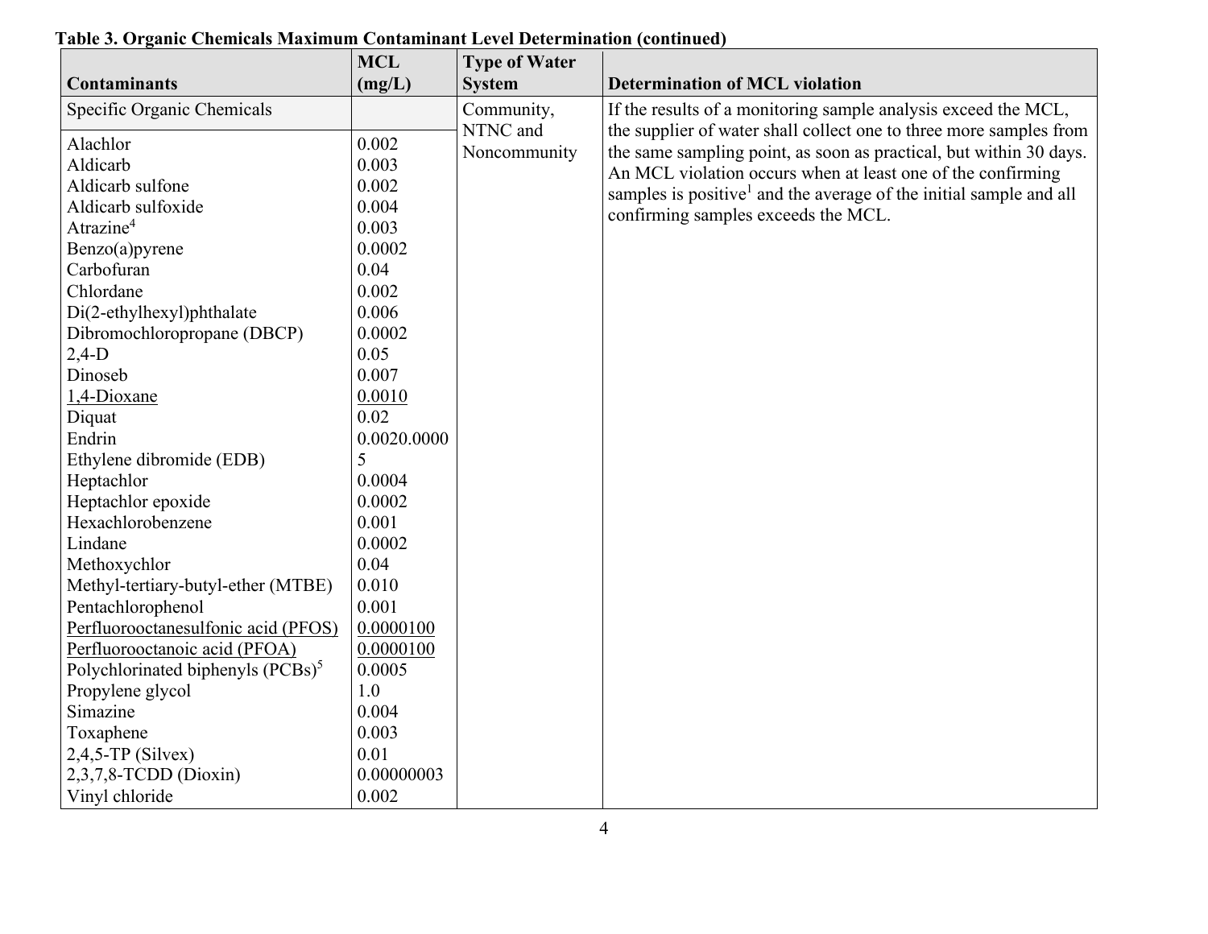**Table 3. Organic Chemicals Maximum Contaminant Level Determination (continued)**

| Contaminants | MCL (mg/L) | Type of Water System | Determination of MCL violation |
|---|---|---|---|
| Specific Organic Chemicals | | Community, NTNC and Noncommunity | If the results of a monitoring sample analysis exceed the MCL, the supplier of water shall collect one to three more samples from the same sampling point, as soon as practical, but within 30 days. An MCL violation occurs when at least one of the confirming samples is positive[1] and the average of the initial sample and all confirming samples exceeds the MCL. |
| Alachlor | 0.002 | | |
| Aldicarb | 0.003 | | |
| Aldicarb sulfone | 0.002 | | |
| Aldicarb sulfoxide | 0.004 | | |
| Atrazine[4] | 0.003 | | |
| Benzo(a)pyrene | 0.0002 | | |
| Carbofuran | 0.04 | | |
| Chlordane | 0.002 | | |
| Di(2-ethylhexyl)phthalate | 0.006 | | |
| Dibromochloropropane (DBCP) | 0.0002 | | |
| 2,4-D | 0.05 | | |
| Dinoseb | 0.007 | | |
| 1,4-Dioxane | 0.0010 | | |
| Diquat | 0.02 | | |
| Endrin | 0.0020.0000 | | |
| Ethylene dibromide (EDB) | 5 | | |
| Heptachlor | 0.0004 | | |
| Heptachlor epoxide | 0.0002 | | |
| Hexachlorobenzene | 0.001 | | |
| Lindane | 0.0002 | | |
| Methoxychlor | 0.04 | | |
| Methyl-tertiary-butyl-ether (MTBE) | 0.010 | | |
| Pentachlorophenol | 0.001 | | |
| Perfluorooctanesulfonic acid (PFOS) | 0.0000100 | | |
| Perfluorooctanoic acid (PFOA) | 0.0000100 | | |
| Polychlorinated biphenyls (PCBs)[5] | 0.0005 | | |
| Propylene glycol | 1.0 | | |
| Simazine | 0.004 | | |
| Toxaphene | 0.003 | | |
| 2,4,5-TP (Silvex) | 0.01 | | |
| 2,3,7,8-TCDD (Dioxin) | 0.00000003 | | |
| Vinyl chloride | 0.002 | | |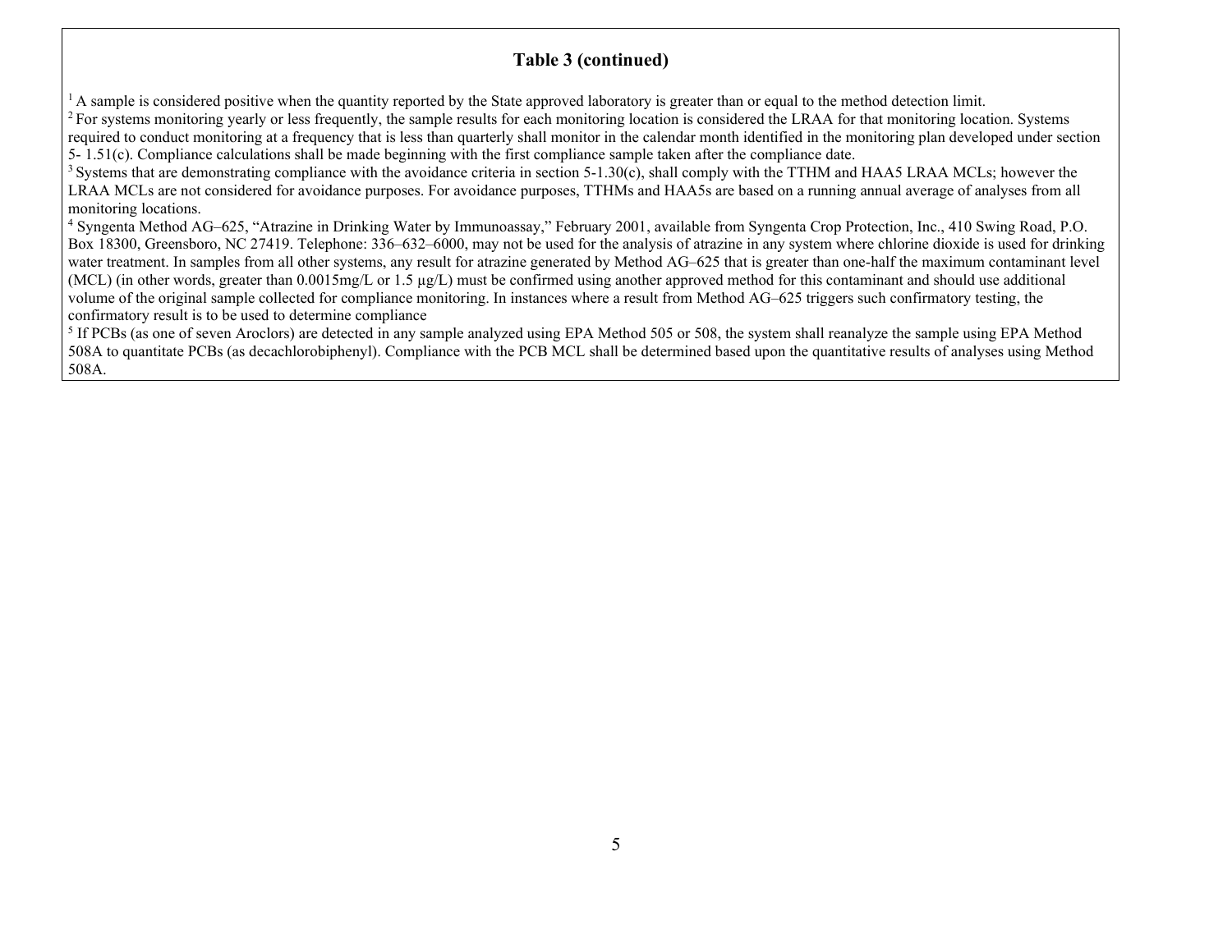### Table 3 (continued)

[1] A sample is considered positive when the quantity reported by the State approved laboratory is greater than or equal to the method detection limit.

[2] For systems monitoring yearly or less frequently, the sample results for each monitoring location is considered the LRAA for that monitoring location. Systems required to conduct monitoring at a frequency that is less than quarterly shall monitor in the calendar month identified in the monitoring plan developed under section 5- 1.51(c). Compliance calculations shall be made beginning with the first compliance sample taken after the compliance date.

[3] Systems that are demonstrating compliance with the avoidance criteria in section 5-1.30(c), shall comply with the TTHM and HAA5 LRAA MCLs; however the LRAA MCLs are not considered for avoidance purposes. For avoidance purposes, TTHMs and HAA5s are based on a running annual average of analyses from all monitoring locations.

[4] Syngenta Method AG–625, "Atrazine in Drinking Water by Immunoassay," February 2001, available from Syngenta Crop Protection, Inc., 410 Swing Road, P.O. Box 18300, Greensboro, NC 27419. Telephone: 336–632–6000, may not be used for the analysis of atrazine in any system where chlorine dioxide is used for drinking water treatment. In samples from all other systems, any result for atrazine generated by Method AG–625 that is greater than one-half the maximum contaminant level (MCL) (in other words, greater than 0.0015mg/L or 1.5 µg/L) must be confirmed using another approved method for this contaminant and should use additional volume of the original sample collected for compliance monitoring. In instances where a result from Method AG–625 triggers such confirmatory testing, the confirmatory result is to be used to determine compliance

[5] If PCBs (as one of seven Aroclors) are detected in any sample analyzed using EPA Method 505 or 508, the system shall reanalyze the sample using EPA Method 508A to quantitate PCBs (as decachlorobiphenyl). Compliance with the PCB MCL shall be determined based upon the quantitative results of analyses using Method 508A.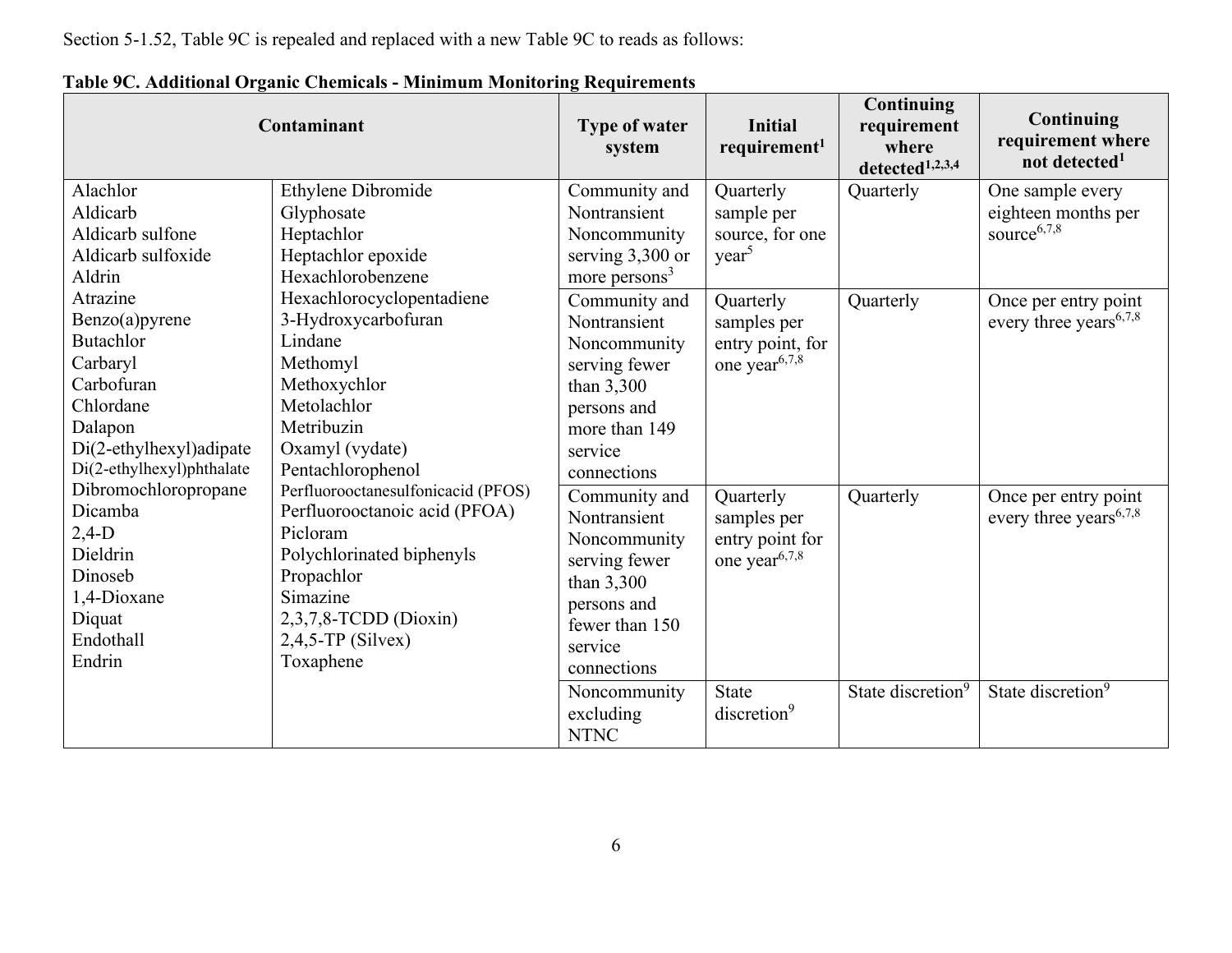Section 5-1.52, Table 9C is repealed and replaced with a new Table 9C to reads as follows:

**Table 9C. Additional Organic Chemicals - Minimum Monitoring Requirements**

| Contaminant | | Type of water system | Initial requirement[1] | Continuing requirement where detected[1,2,3,4] | Continuing requirement where not detected[1] |
|---|---|---|---|---|---|
| Alachlor<br>Aldicarb<br>Aldicarb sulfone<br>Aldicarb sulfoxide<br>Aldrin<br>Atrazine<br>Benzo(a)pyrene<br>Butachlor<br>Carbaryl<br>Carbofuran<br>Chlordane<br>Dalapon<br>Di(2-ethylhexyl)adipate<br>Di(2-ethylhexyl)phthalate<br>Dibromochloropropane<br>Dicamba<br>2,4-D<br>Dieldrin<br>Dinoseb<br>1,4-Dioxane<br>Diquat<br>Endothall<br>Endrin | Ethylene Dibromide<br>Glyphosate<br>Heptachlor<br>Heptachlor epoxide<br>Hexachlorobenzene<br>Hexachlorocyclopentadiene<br>3-Hydroxycarbofuran<br>Lindane<br>Methomyl<br>Methoxychlor<br>Metolachlor<br>Metribuzin<br>Oxamyl (vydate)<br>Pentachlorophenol<br>Perfluorooctanesulfonicacid (PFOS)<br>Perfluorooctanoic acid (PFOA)<br>Picloram<br>Polychlorinated biphenyls<br>Propachlor<br>Simazine<br>2,3,7,8-TCDD (Dioxin)<br>2,4,5-TP (Silvex)<br>Toxaphene | Community and Nontransient Noncommunity serving 3,300 or more persons[3] | Quarterly sample per source, for one year[5] | Quarterly | One sample every eighteen months per source[6,7,8] |
| | | Community and Nontransient Noncommunity serving fewer than 3,300 persons and more than 149 service connections | Quarterly samples per entry point, for one year[6,7,8] | Quarterly | Once per entry point every three years[6,7,8] |
| | | Community and Nontransient Noncommunity serving fewer than 3,300 persons and fewer than 150 service connections | Quarterly samples per entry point for one year[6,7,8] | Quarterly | Once per entry point every three years[6,7,8] |
| | | Noncommunity excluding NTNC | State discretion[9] | State discretion[9] | State discretion[9] |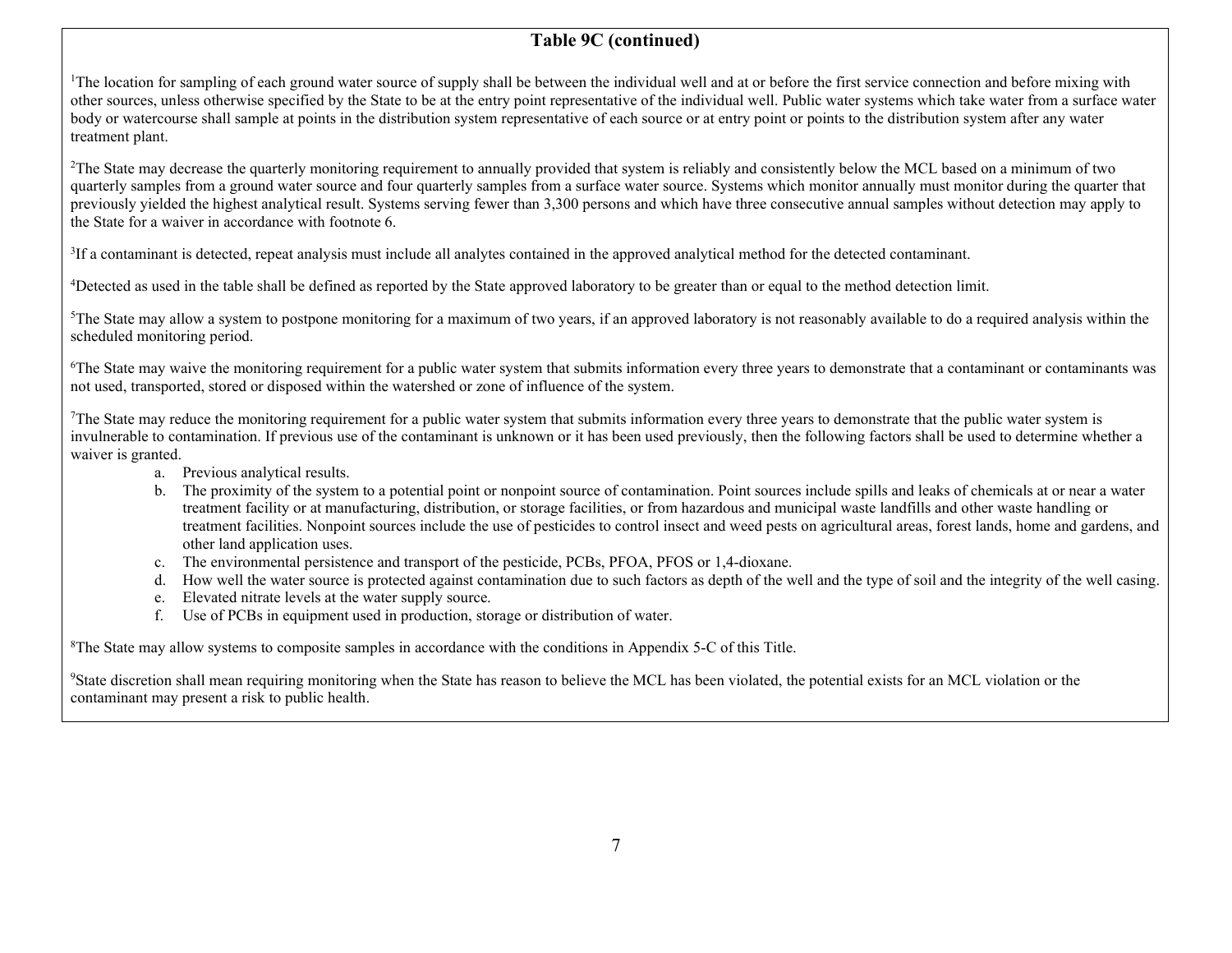## Table 9C (continued)

[1]The location for sampling of each ground water source of supply shall be between the individual well and at or before the first service connection and before mixing with other sources, unless otherwise specified by the State to be at the entry point representative of the individual well. Public water systems which take water from a surface water body or watercourse shall sample at points in the distribution system representative of each source or at entry point or points to the distribution system after any water treatment plant.

[2]The State may decrease the quarterly monitoring requirement to annually provided that system is reliably and consistently below the MCL based on a minimum of two quarterly samples from a ground water source and four quarterly samples from a surface water source. Systems which monitor annually must monitor during the quarter that previously yielded the highest analytical result. Systems serving fewer than 3,300 persons and which have three consecutive annual samples without detection may apply to the State for a waiver in accordance with footnote 6.

[3]If a contaminant is detected, repeat analysis must include all analytes contained in the approved analytical method for the detected contaminant.

[4]Detected as used in the table shall be defined as reported by the State approved laboratory to be greater than or equal to the method detection limit.

[5]The State may allow a system to postpone monitoring for a maximum of two years, if an approved laboratory is not reasonably available to do a required analysis within the scheduled monitoring period.

[6]The State may waive the monitoring requirement for a public water system that submits information every three years to demonstrate that a contaminant or contaminants was not used, transported, stored or disposed within the watershed or zone of influence of the system.

[7]The State may reduce the monitoring requirement for a public water system that submits information every three years to demonstrate that the public water system is invulnerable to contamination. If previous use of the contaminant is unknown or it has been used previously, then the following factors shall be used to determine whether a waiver is granted.

a. Previous analytical results.
b. The proximity of the system to a potential point or nonpoint source of contamination. Point sources include spills and leaks of chemicals at or near a water treatment facility or at manufacturing, distribution, or storage facilities, or from hazardous and municipal waste landfills and other waste handling or treatment facilities. Nonpoint sources include the use of pesticides to control insect and weed pests on agricultural areas, forest lands, home and gardens, and other land application uses.
c. The environmental persistence and transport of the pesticide, PCBs, PFOA, PFOS or 1,4-dioxane.
d. How well the water source is protected against contamination due to such factors as depth of the well and the type of soil and the integrity of the well casing.
e. Elevated nitrate levels at the water supply source.
f. Use of PCBs in equipment used in production, storage or distribution of water.

[8]The State may allow systems to composite samples in accordance with the conditions in Appendix 5-C of this Title.

[9]State discretion shall mean requiring monitoring when the State has reason to believe the MCL has been violated, the potential exists for an MCL violation or the contaminant may present a risk to public health.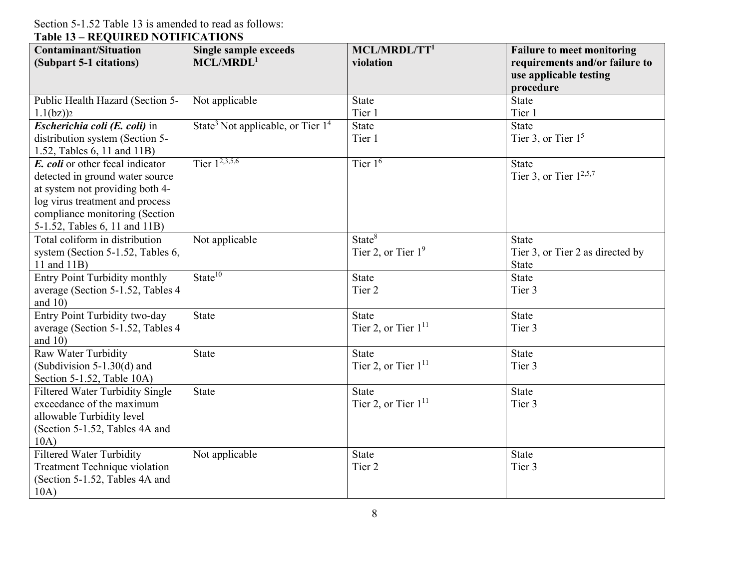Section 5-1.52 Table 13 is amended to read as follows:

**Table 13 – REQUIRED NOTIFICATIONS**

| **Contaminant/Situation (Subpart 5-1 citations)** | **Single sample exceeds MCL/MRDL[1]** | **MCL/MRDL/TT[1] violation** | **Failure to meet monitoring requirements and/or failure to use applicable testing procedure** |
|---|---|---|---|
| Public Health Hazard (Section 5-1.1(bz))[2] | Not applicable | State<br>Tier 1 | State<br>Tier 1 |
| ***Escherichia coli (E. coli)*** in distribution system (Section 5-1.52, Tables 6, 11 and 11B) | State[3] Not applicable, or Tier 1[4] | State<br>Tier 1 | State<br>Tier 3, or Tier 1[5] |
| ***E. coli*** or other fecal indicator detected in ground water source at system not providing both 4-log virus treatment and process compliance monitoring (Section 5-1.52, Tables 6, 11 and 11B) | Tier 1[2,3,5,6] | Tier 1[6] | State<br>Tier 3, or Tier 1[2,5,7] |
| Total coliform in distribution system (Section 5-1.52, Tables 6, 11 and 11B) | Not applicable | State[8]<br>Tier 2, or Tier 1[9] | State<br>Tier 3, or Tier 2 as directed by State |
| Entry Point Turbidity monthly average (Section 5-1.52, Tables 4 and 10) | State[10] | State<br>Tier 2 | State<br>Tier 3 |
| Entry Point Turbidity two-day average (Section 5-1.52, Tables 4 and 10) | State | State<br>Tier 2, or Tier 1[11] | State<br>Tier 3 |
| Raw Water Turbidity (Subdivision 5-1.30(d) and Section 5-1.52, Table 10A) | State | State<br>Tier 2, or Tier 1[11] | State<br>Tier 3 |
| Filtered Water Turbidity Single exceedance of the maximum allowable Turbidity level (Section 5-1.52, Tables 4A and 10A) | State | State<br>Tier 2, or Tier 1[11] | State<br>Tier 3 |
| Filtered Water Turbidity Treatment Technique violation (Section 5-1.52, Tables 4A and 10A) | Not applicable | State<br>Tier 2 | State<br>Tier 3 |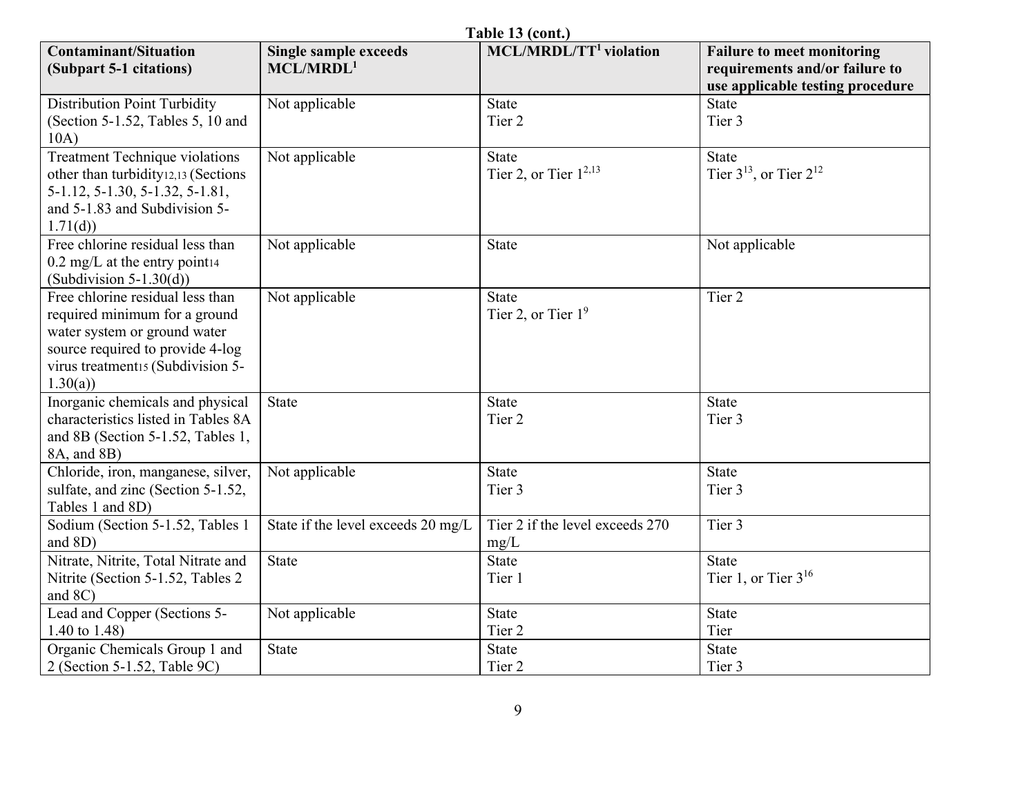**Table 13 (cont.)**

| Contaminant/Situation (Subpart 5-1 citations) | Single sample exceeds MCL/MRDL[1] | MCL/MRDL/TT[1] violation | Failure to meet monitoring requirements and/or failure to use applicable testing procedure |
|---|---|---|---|
| Distribution Point Turbidity (Section 5-1.52, Tables 5, 10 and 10A) | Not applicable | State<br>Tier 2 | State<br>Tier 3 |
| Treatment Technique violations other than turbidity[12,13] (Sections 5-1.12, 5-1.30, 5-1.32, 5-1.81, and 5-1.83 and Subdivision 5-1.71(d)) | Not applicable | State<br>Tier 2, or Tier 1[2,13] | State<br>Tier 3[13], or Tier 2[12] |
| Free chlorine residual less than 0.2 mg/L at the entry point[14] (Subdivision 5-1.30(d)) | Not applicable | State | Not applicable |
| Free chlorine residual less than required minimum for a ground water system or ground water source required to provide 4-log virus treatment[15] (Subdivision 5-1.30(a)) | Not applicable | State<br>Tier 2, or Tier 1[9] | Tier 2 |
| Inorganic chemicals and physical characteristics listed in Tables 8A and 8B (Section 5-1.52, Tables 1, 8A, and 8B) | State | State<br>Tier 2 | State<br>Tier 3 |
| Chloride, iron, manganese, silver, sulfate, and zinc (Section 5-1.52, Tables 1 and 8D) | Not applicable | State<br>Tier 3 | State<br>Tier 3 |
| Sodium (Section 5-1.52, Tables 1 and 8D) | State if the level exceeds 20 mg/L | Tier 2 if the level exceeds 270 mg/L | Tier 3 |
| Nitrate, Nitrite, Total Nitrate and Nitrite (Section 5-1.52, Tables 2 and 8C) | State | State<br>Tier 1 | State<br>Tier 1, or Tier 3[16] |
| Lead and Copper (Sections 5-1.40 to 1.48) | Not applicable | State<br>Tier 2 | State<br>Tier |
| Organic Chemicals Group 1 and 2 (Section 5-1.52, Table 9C) | State | State<br>Tier 2 | State<br>Tier 3 |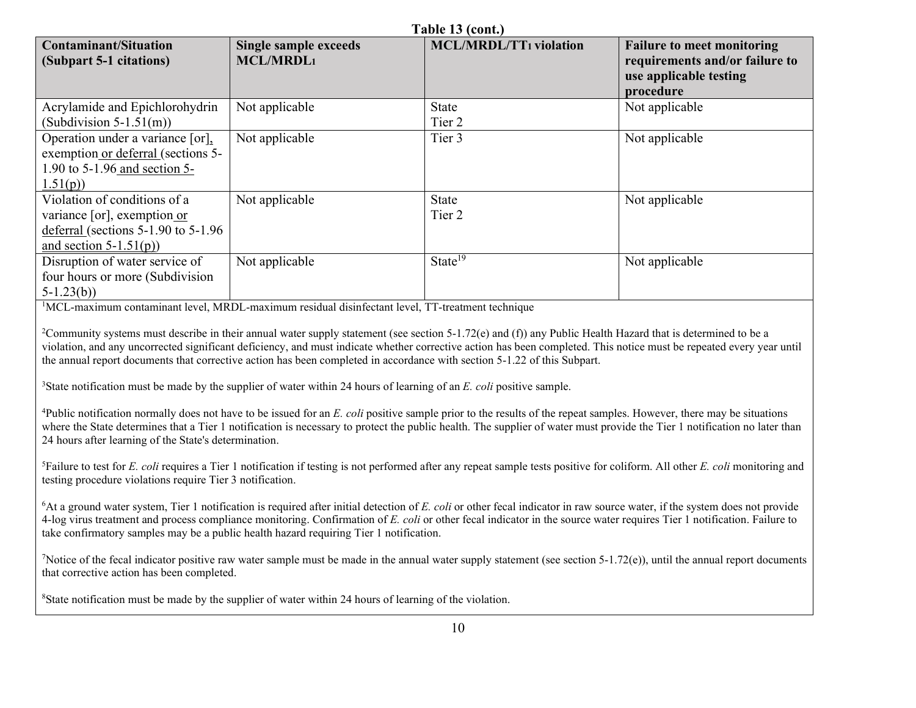**Table 13 (cont.)**

| Contaminant/Situation (Subpart 5-1 citations) | Single sample exceeds MCL/MRDL[1] | MCL/MRDL/TT[1] violation | Failure to meet monitoring requirements and/or failure to use applicable testing procedure |
|---|---|---|---|
| Acrylamide and Epichlorohydrin (Subdivision 5-1.51(m)) | Not applicable | State<br>Tier 2 | Not applicable |
| Operation under a variance [or], exemption or deferral (sections 5-1.90 to 5-1.96 and section 5-1.51(p)) | Not applicable | Tier 3 | Not applicable |
| Violation of conditions of a variance [or], exemption or deferral (sections 5-1.90 to 5-1.96 and section 5-1.51(p)) | Not applicable | State<br>Tier 2 | Not applicable |
| Disruption of water service of four hours or more (Subdivision 5-1.23(b)) | Not applicable | State[19] | Not applicable |

[1]MCL-maximum contaminant level, MRDL-maximum residual disinfectant level, TT-treatment technique

[2]Community systems must describe in their annual water supply statement (see section 5-1.72(e) and (f)) any Public Health Hazard that is determined to be a violation, and any uncorrected significant deficiency, and must indicate whether corrective action has been completed. This notice must be repeated every year until the annual report documents that corrective action has been completed in accordance with section 5-1.22 of this Subpart.

[3]State notification must be made by the supplier of water within 24 hours of learning of an *E. coli* positive sample.

[4]Public notification normally does not have to be issued for an *E. coli* positive sample prior to the results of the repeat samples. However, there may be situations where the State determines that a Tier 1 notification is necessary to protect the public health. The supplier of water must provide the Tier 1 notification no later than 24 hours after learning of the State's determination.

[5]Failure to test for *E. coli* requires a Tier 1 notification if testing is not performed after any repeat sample tests positive for coliform. All other *E. coli* monitoring and testing procedure violations require Tier 3 notification.

[6]At a ground water system, Tier 1 notification is required after initial detection of *E. coli* or other fecal indicator in raw source water, if the system does not provide 4-log virus treatment and process compliance monitoring. Confirmation of *E. coli* or other fecal indicator in the source water requires Tier 1 notification. Failure to take confirmatory samples may be a public health hazard requiring Tier 1 notification.

[7]Notice of the fecal indicator positive raw water sample must be made in the annual water supply statement (see section 5-1.72(e)), until the annual report documents that corrective action has been completed.

[8]State notification must be made by the supplier of water within 24 hours of learning of the violation.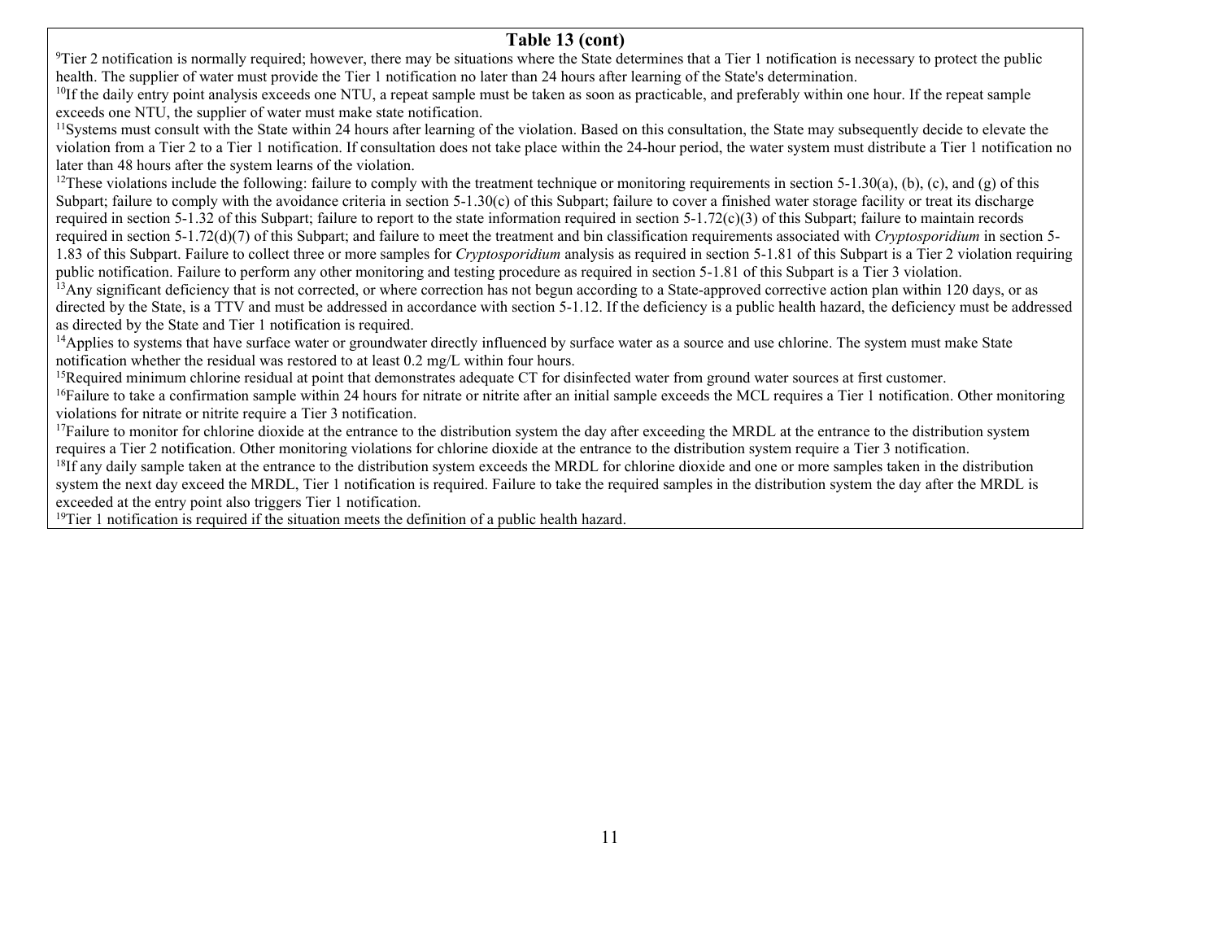**Table 13 (cont)**

[9]Tier 2 notification is normally required; however, there may be situations where the State determines that a Tier 1 notification is necessary to protect the public health. The supplier of water must provide the Tier 1 notification no later than 24 hours after learning of the State's determination.

[10]If the daily entry point analysis exceeds one NTU, a repeat sample must be taken as soon as practicable, and preferably within one hour. If the repeat sample exceeds one NTU, the supplier of water must make state notification.

[11]Systems must consult with the State within 24 hours after learning of the violation. Based on this consultation, the State may subsequently decide to elevate the violation from a Tier 2 to a Tier 1 notification. If consultation does not take place within the 24-hour period, the water system must distribute a Tier 1 notification no later than 48 hours after the system learns of the violation.

[12]These violations include the following: failure to comply with the treatment technique or monitoring requirements in section 5-1.30(a), (b), (c), and (g) of this Subpart; failure to comply with the avoidance criteria in section 5-1.30(c) of this Subpart; failure to cover a finished water storage facility or treat its discharge required in section 5-1.32 of this Subpart; failure to report to the state information required in section 5-1.72(c)(3) of this Subpart; failure to maintain records required in section 5-1.72(d)(7) of this Subpart; and failure to meet the treatment and bin classification requirements associated with *Cryptosporidium* in section 5-1.83 of this Subpart. Failure to collect three or more samples for *Cryptosporidium* analysis as required in section 5-1.81 of this Subpart is a Tier 2 violation requiring public notification. Failure to perform any other monitoring and testing procedure as required in section 5-1.81 of this Subpart is a Tier 3 violation.

[13]Any significant deficiency that is not corrected, or where correction has not begun according to a State-approved corrective action plan within 120 days, or as directed by the State, is a TTV and must be addressed in accordance with section 5-1.12. If the deficiency is a public health hazard, the deficiency must be addressed as directed by the State and Tier 1 notification is required.

[14]Applies to systems that have surface water or groundwater directly influenced by surface water as a source and use chlorine. The system must make State notification whether the residual was restored to at least 0.2 mg/L within four hours.

[15]Required minimum chlorine residual at point that demonstrates adequate CT for disinfected water from ground water sources at first customer.

[16]Failure to take a confirmation sample within 24 hours for nitrate or nitrite after an initial sample exceeds the MCL requires a Tier 1 notification. Other monitoring violations for nitrate or nitrite require a Tier 3 notification.

[17]Failure to monitor for chlorine dioxide at the entrance to the distribution system the day after exceeding the MRDL at the entrance to the distribution system requires a Tier 2 notification. Other monitoring violations for chlorine dioxide at the entrance to the distribution system require a Tier 3 notification.

[18]If any daily sample taken at the entrance to the distribution system exceeds the MRDL for chlorine dioxide and one or more samples taken in the distribution system the next day exceed the MRDL, Tier 1 notification is required. Failure to take the required samples in the distribution system the day after the MRDL is exceeded at the entry point also triggers Tier 1 notification.

[19]Tier 1 notification is required if the situation meets the definition of a public health hazard.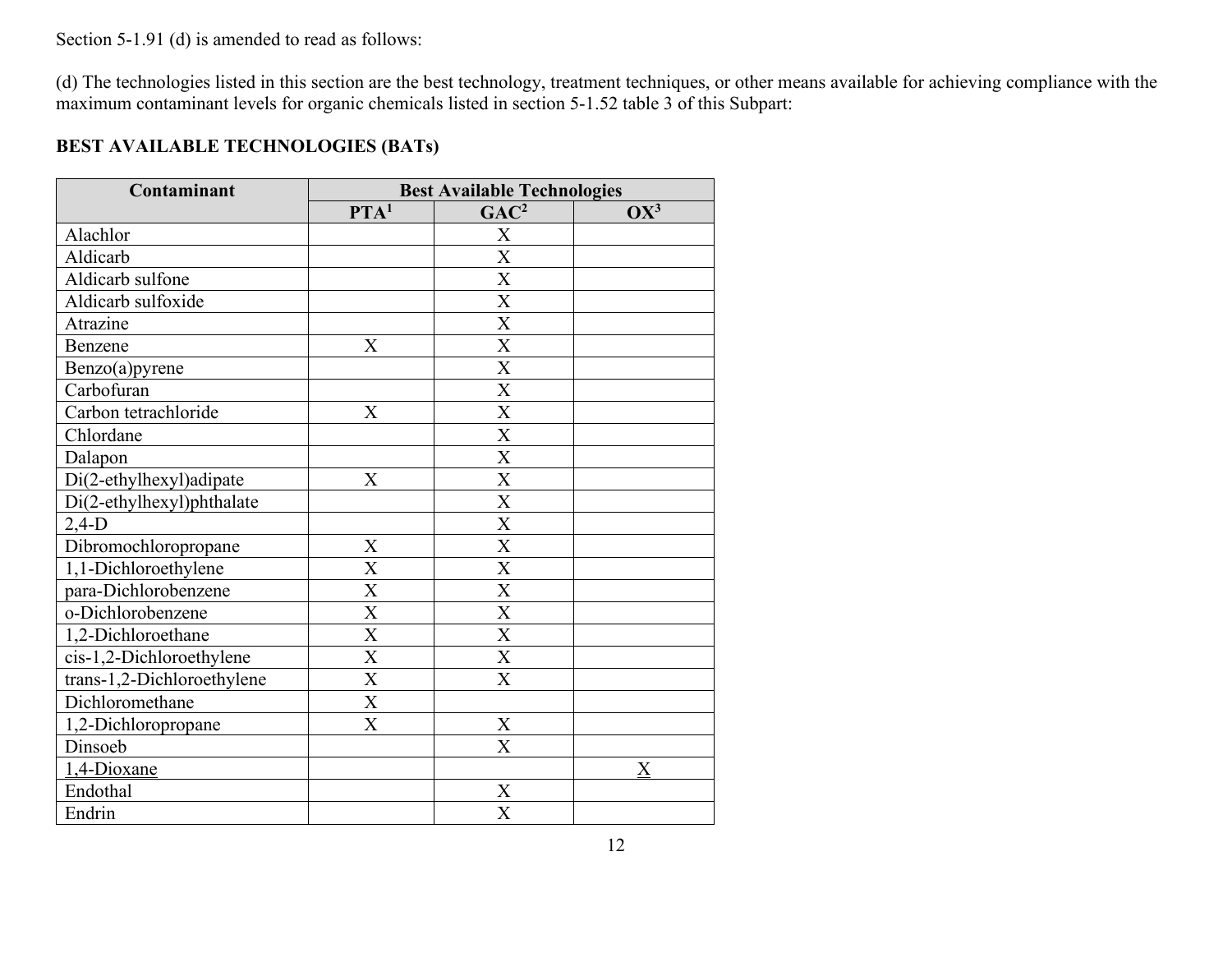Section 5-1.91 (d) is amended to read as follows:

(d) The technologies listed in this section are the best technology, treatment techniques, or other means available for achieving compliance with the maximum contaminant levels for organic chemicals listed in section 5-1.52 table 3 of this Subpart:

**BEST AVAILABLE TECHNOLOGIES (BATs)**

| Contaminant | Best Available Technologies | | |
|---|---|---|---|
| | PTA[1] | GAC[2] | OX[3] |
| Alachlor | | X | |
| Aldicarb | | X | |
| Aldicarb sulfone | | X | |
| Aldicarb sulfoxide | | X | |
| Atrazine | | X | |
| Benzene | X | X | |
| Benzo(a)pyrene | | X | |
| Carbofuran | | X | |
| Carbon tetrachloride | X | X | |
| Chlordane | | X | |
| Dalapon | | X | |
| Di(2-ethylhexyl)adipate | X | X | |
| Di(2-ethylhexyl)phthalate | | X | |
| 2,4-D | | X | |
| Dibromochloropropane | X | X | |
| 1,1-Dichloroethylene | X | X | |
| para-Dichlorobenzene | X | X | |
| o-Dichlorobenzene | X | X | |
| 1,2-Dichloroethane | X | X | |
| cis-1,2-Dichloroethylene | X | X | |
| trans-1,2-Dichloroethylene | X | X | |
| Dichloromethane | X | | |
| 1,2-Dichloropropane | X | X | |
| Dinsoeb | | X | |
| <u>1,4-Dioxane</u> | | | <u>X</u> |
| Endothal | | X | |
| Endrin | | X | |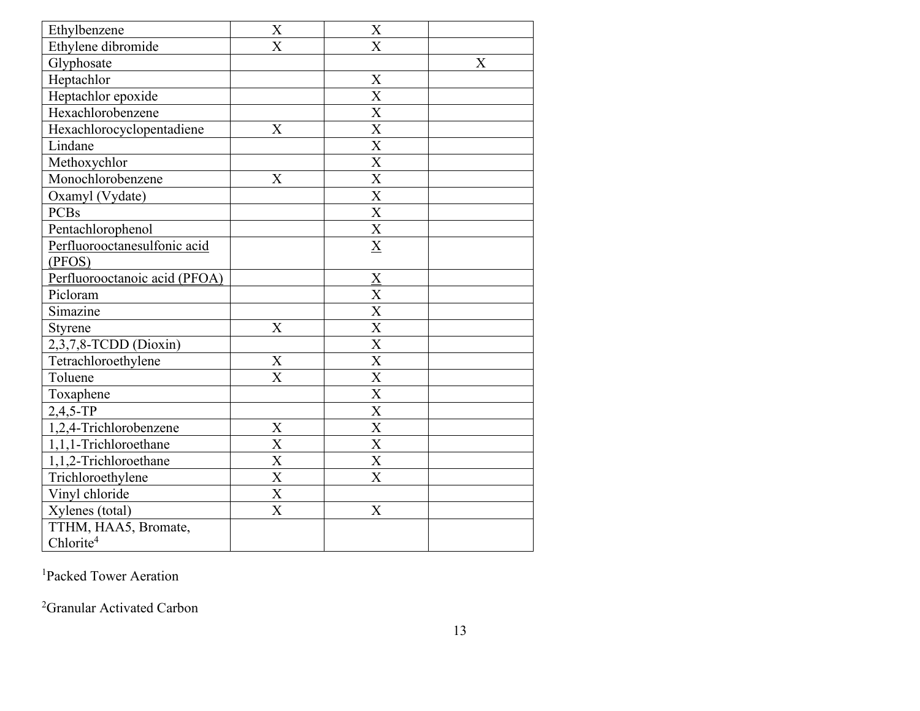| | | | |
|---|---|---|---|
| Ethylbenzene | X | X | |
| Ethylene dibromide | X | X | |
| Glyphosate | | | X |
| Heptachlor | | X | |
| Heptachlor epoxide | | X | |
| Hexachlorobenzene | | X | |
| Hexachlorocyclopentadiene | X | X | |
| Lindane | | X | |
| Methoxychlor | | X | |
| Monochlorobenzene | X | X | |
| Oxamyl (Vydate) | | X | |
| PCBs | | X | |
| Pentachlorophenol | | X | |
| Perfluorooctanesulfonic acid (PFOS) | | X | |
| Perfluorooctanoic acid (PFOA) | | X | |
| Picloram | | X | |
| Simazine | | X | |
| Styrene | X | X | |
| 2,3,7,8-TCDD (Dioxin) | | X | |
| Tetrachloroethylene | X | X | |
| Toluene | X | X | |
| Toxaphene | | X | |
| 2,4,5-TP | | X | |
| 1,2,4-Trichlorobenzene | X | X | |
| 1,1,1-Trichloroethane | X | X | |
| 1,1,2-Trichloroethane | X | X | |
| Trichloroethylene | X | X | |
| Vinyl chloride | X | | |
| Xylenes (total) | X | X | |
| TTHM, HAA5, Bromate, Chlorite[4] | | | |

[1]Packed Tower Aeration

[2]Granular Activated Carbon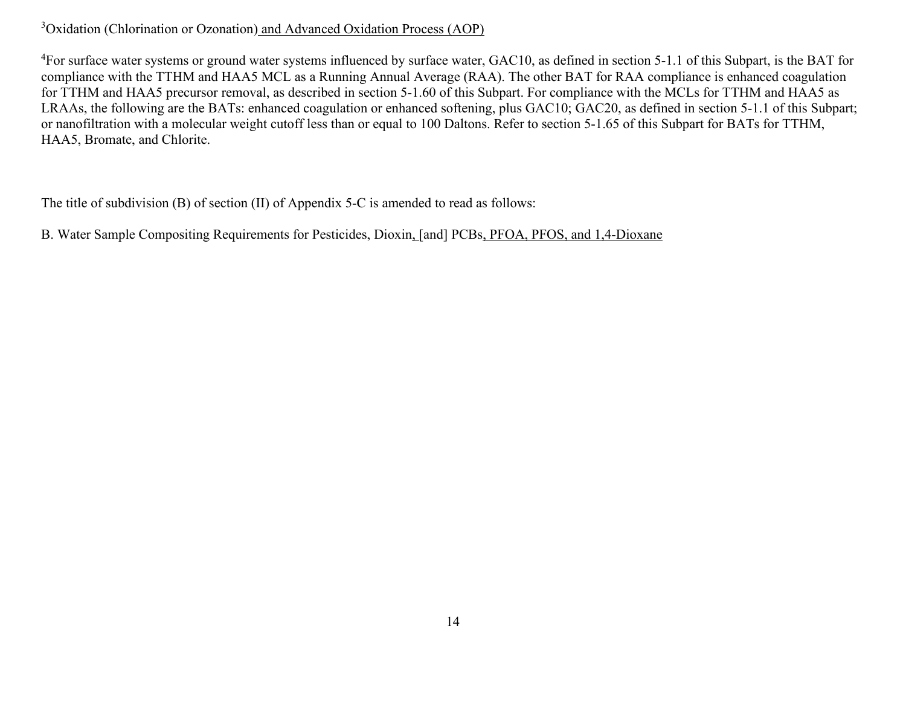[3]Oxidation (Chlorination or Ozonation) and Advanced Oxidation Process (AOP)

[4]For surface water systems or ground water systems influenced by surface water, GAC10, as defined in section 5-1.1 of this Subpart, is the BAT for compliance with the TTHM and HAA5 MCL as a Running Annual Average (RAA). The other BAT for RAA compliance is enhanced coagulation for TTHM and HAA5 precursor removal, as described in section 5-1.60 of this Subpart. For compliance with the MCLs for TTHM and HAA5 as LRAAs, the following are the BATs: enhanced coagulation or enhanced softening, plus GAC10; GAC20, as defined in section 5-1.1 of this Subpart; or nanofiltration with a molecular weight cutoff less than or equal to 100 Daltons. Refer to section 5-1.65 of this Subpart for BATs for TTHM, HAA5, Bromate, and Chlorite.

The title of subdivision (B) of section (II) of Appendix 5-C is amended to read as follows:

B. Water Sample Compositing Requirements for Pesticides, Dioxin, [and] PCBs, PFOA, PFOS, and 1,4-Dioxane